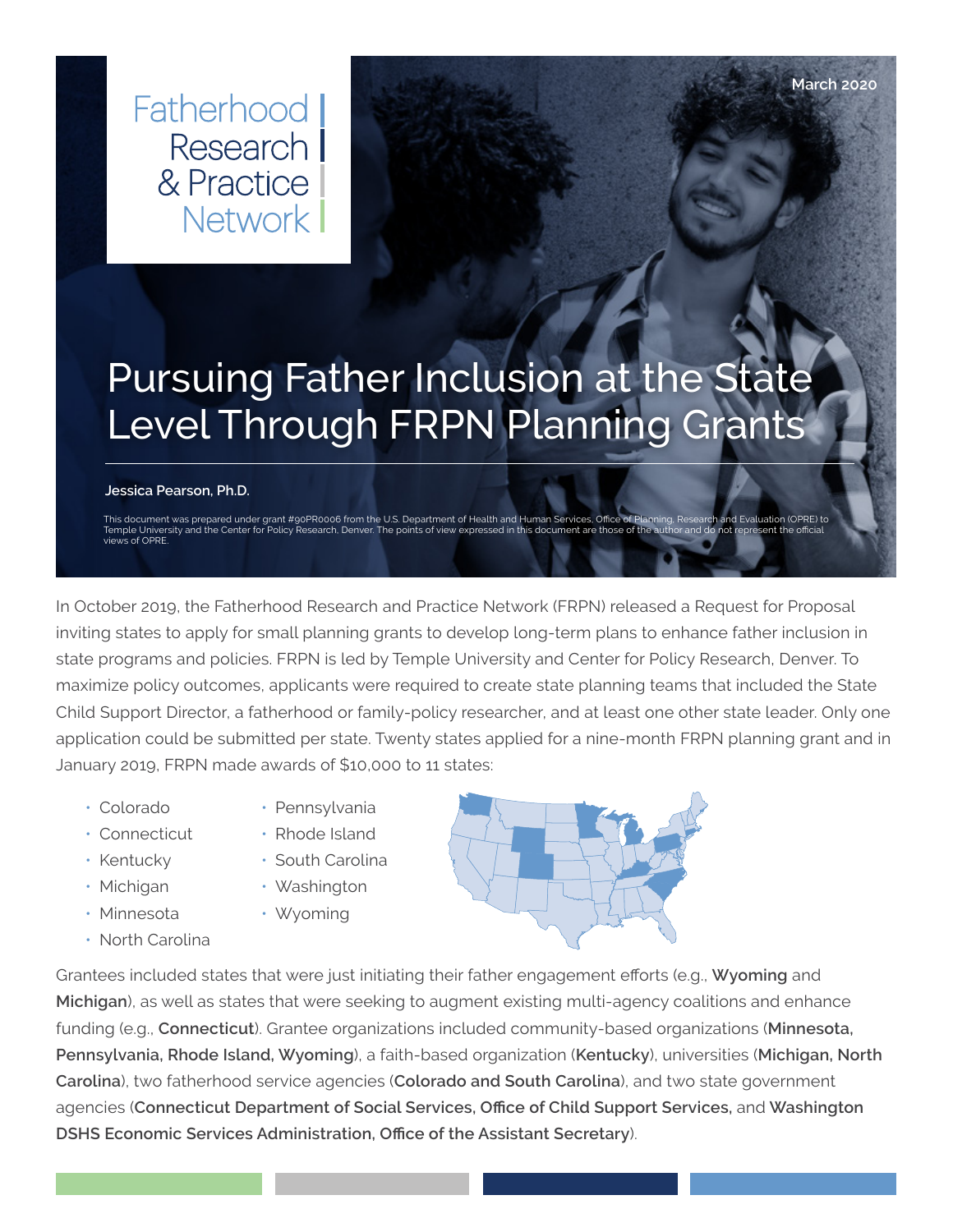Fatherhood Research & Practice Network

March 2020

# Pursuing Father Inclusion at the State Level Through FRPN Planning Grants

**Jessica Pearson, Ph.D.**

This document was prepared under grant #90PR0006 from the U.S. Department of Health and Human Services, Office of Planning, Research and Evaluation (OPRE) to Temple University and the Center for Policy Research, Denver. The points of view expressed in this document are those of the author and do not represent the official views of OPRE.

In October 2019, the Fatherhood Research and Practice Network (FRPN) released a Request for Proposal inviting states to apply for small planning grants to develop long-term plans to enhance father inclusion in state programs and policies. FRPN is led by Temple University and Center for Policy Research, Denver. To maximize policy outcomes, applicants were required to create state planning teams that included the State Child Support Director, a fatherhood or family-policy researcher, and at least one other state leader. Only one application could be submitted per state. Twenty states applied for a nine-month FRPN planning grant and in January 2019, FRPN made awards of $10,000 to 11 states:

- Colorado
- Connecticut
- Kentucky
- Michigan
- Minnesota
- North Carolina
- Pennsylvania
- Rhode Island
- South Carolina
- Washington
- Wyoming

Grantees included states that were just initiating their father engagement efforts (e.g., **Wyoming** and **Michigan**), as well as states that were seeking to augment existing multi-agency coalitions and enhance funding (e.g., **Connecticut**). Grantee organizations included community-based organizations (**Minnesota, Pennsylvania, Rhode Island, Wyoming**), a faith-based organization (**Kentucky**), universities (**Michigan, North Carolina**), two fatherhood service agencies (**Colorado and South Carolina**), and two state government agencies (**Connecticut Department of Social Services, Office of Child Support Services,** and **Washington DSHS Economic Services Administration, Office of the Assistant Secretary**).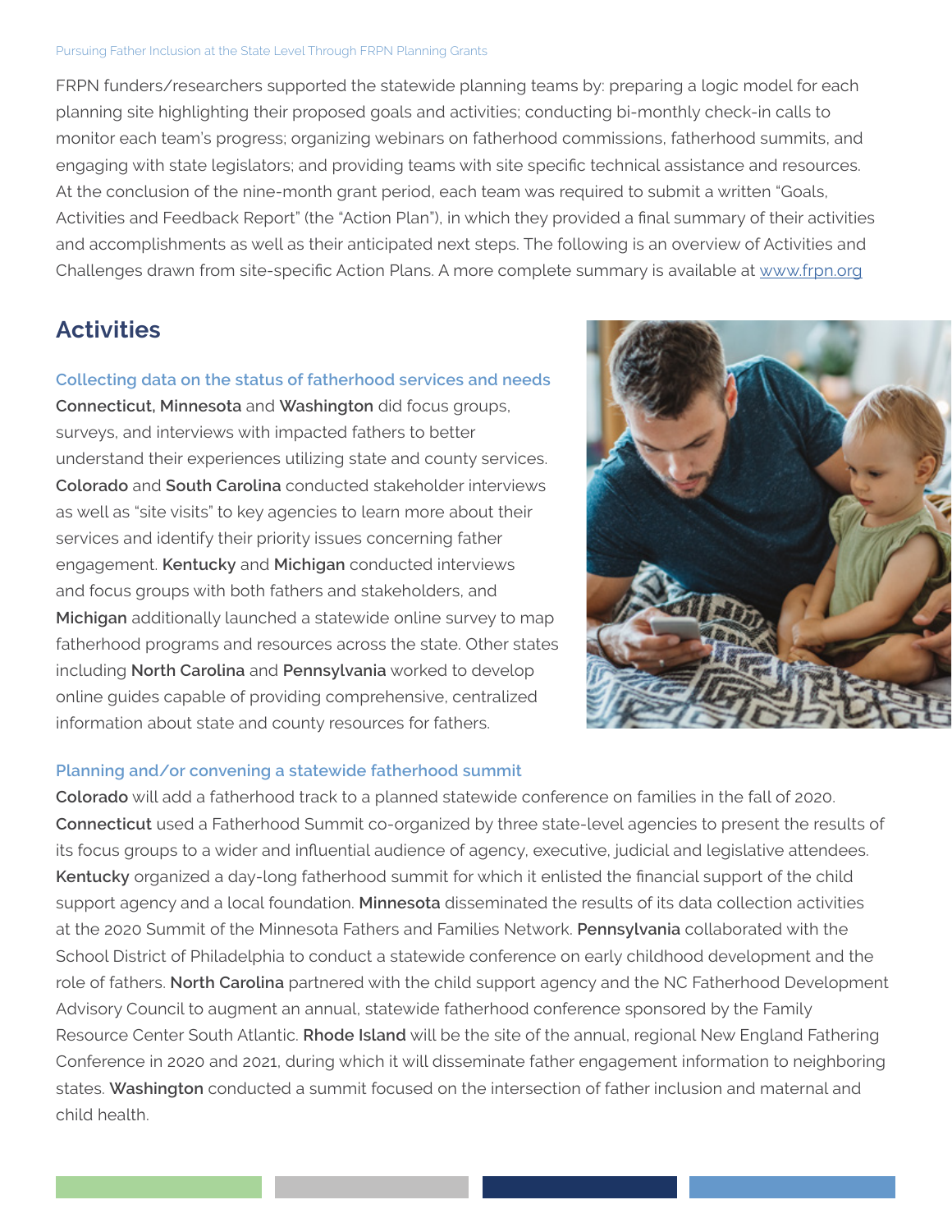FRPN funders/researchers supported the statewide planning teams by: preparing a logic model for each planning site highlighting their proposed goals and activities; conducting bi-monthly check-in calls to monitor each team's progress; organizing webinars on fatherhood commissions, fatherhood summits, and engaging with state legislators; and providing teams with site specific technical assistance and resources. At the conclusion of the nine-month grant period, each team was required to submit a written "Goals, Activities and Feedback Report" (the "Action Plan"), in which they provided a final summary of their activities and accomplishments as well as their anticipated next steps. The following is an overview of Activities and Challenges drawn from site-specific Action Plans. A more complete summary is available at www.frpn.org

## Activities

### Collecting data on the status of fatherhood services and needs

**Connecticut, Minnesota** and **Washington** did focus groups, surveys, and interviews with impacted fathers to better understand their experiences utilizing state and county services. **Colorado** and **South Carolina** conducted stakeholder interviews as well as "site visits" to key agencies to learn more about their services and identify their priority issues concerning father engagement. **Kentucky** and **Michigan** conducted interviews and focus groups with both fathers and stakeholders, and **Michigan** additionally launched a statewide online survey to map fatherhood programs and resources across the state. Other states including **North Carolina** and **Pennsylvania** worked to develop online guides capable of providing comprehensive, centralized information about state and county resources for fathers.

### Planning and/or convening a statewide fatherhood summit

**Colorado** will add a fatherhood track to a planned statewide conference on families in the fall of 2020. **Connecticut** used a Fatherhood Summit co-organized by three state-level agencies to present the results of its focus groups to a wider and influential audience of agency, executive, judicial and legislative attendees. **Kentucky** organized a day-long fatherhood summit for which it enlisted the financial support of the child support agency and a local foundation. **Minnesota** disseminated the results of its data collection activities at the 2020 Summit of the Minnesota Fathers and Families Network. **Pennsylvania** collaborated with the School District of Philadelphia to conduct a statewide conference on early childhood development and the role of fathers. **North Carolina** partnered with the child support agency and the NC Fatherhood Development Advisory Council to augment an annual, statewide fatherhood conference sponsored by the Family Resource Center South Atlantic. **Rhode Island** will be the site of the annual, regional New England Fathering Conference in 2020 and 2021, during which it will disseminate father engagement information to neighboring states. **Washington** conducted a summit focused on the intersection of father inclusion and maternal and child health.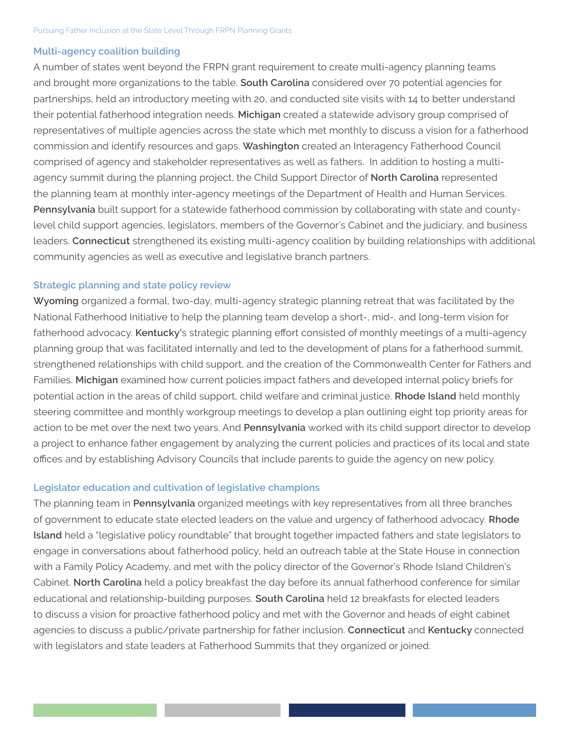### Multi-agency coalition building

A number of states went beyond the FRPN grant requirement to create multi-agency planning teams and brought more organizations to the table. **South Carolina** considered over 70 potential agencies for partnerships, held an introductory meeting with 20, and conducted site visits with 14 to better understand their potential fatherhood integration needs. **Michigan** created a statewide advisory group comprised of representatives of multiple agencies across the state which met monthly to discuss a vision for a fatherhood commission and identify resources and gaps. **Washington** created an Interagency Fatherhood Council comprised of agency and stakeholder representatives as well as fathers. In addition to hosting a multi-agency summit during the planning project, the Child Support Director of **North Carolina** represented the planning team at monthly inter-agency meetings of the Department of Health and Human Services. **Pennsylvania** built support for a statewide fatherhood commission by collaborating with state and county-level child support agencies, legislators, members of the Governor's Cabinet and the judiciary, and business leaders. **Connecticut** strengthened its existing multi-agency coalition by building relationships with additional community agencies as well as executive and legislative branch partners.

### Strategic planning and state policy review

**Wyoming** organized a formal, two-day, multi-agency strategic planning retreat that was facilitated by the National Fatherhood Initiative to help the planning team develop a short-, mid-, and long-term vision for fatherhood advocacy. **Kentucky's** strategic planning effort consisted of monthly meetings of a multi-agency planning group that was facilitated internally and led to the development of plans for a fatherhood summit, strengthened relationships with child support, and the creation of the Commonwealth Center for Fathers and Families. **Michigan** examined how current policies impact fathers and developed internal policy briefs for potential action in the areas of child support, child welfare and criminal justice. **Rhode Island** held monthly steering committee and monthly workgroup meetings to develop a plan outlining eight top priority areas for action to be met over the next two years. And **Pennsylvania** worked with its child support director to develop a project to enhance father engagement by analyzing the current policies and practices of its local and state offices and by establishing Advisory Councils that include parents to guide the agency on new policy.

### Legislator education and cultivation of legislative champions

The planning team in **Pennsylvania** organized meetings with key representatives from all three branches of government to educate state elected leaders on the value and urgency of fatherhood advocacy. **Rhode Island** held a "legislative policy roundtable" that brought together impacted fathers and state legislators to engage in conversations about fatherhood policy, held an outreach table at the State House in connection with a Family Policy Academy, and met with the policy director of the Governor's Rhode Island Children's Cabinet. **North Carolina** held a policy breakfast the day before its annual fatherhood conference for similar educational and relationship-building purposes. **South Carolina** held 12 breakfasts for elected leaders to discuss a vision for proactive fatherhood policy and met with the Governor and heads of eight cabinet agencies to discuss a public/private partnership for father inclusion. **Connecticut** and **Kentucky** connected with legislators and state leaders at Fatherhood Summits that they organized or joined.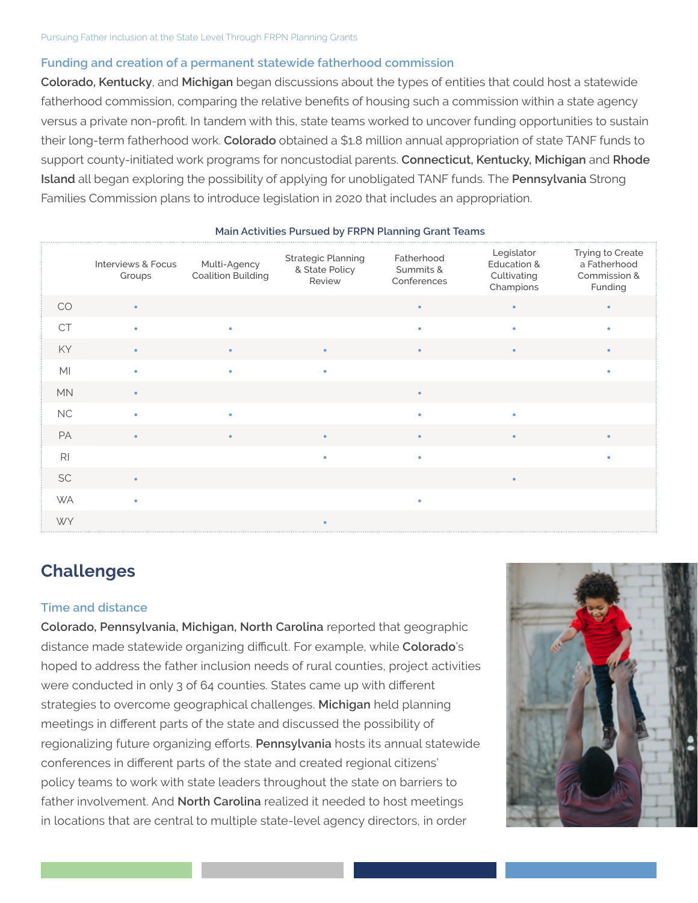### Funding and creation of a permanent statewide fatherhood commission

**Colorado, Kentucky**, and **Michigan** began discussions about the types of entities that could host a statewide fatherhood commission, comparing the relative benefits of housing such a commission within a state agency versus a private non-profit. In tandem with this, state teams worked to uncover funding opportunities to sustain their long-term fatherhood work. **Colorado** obtained a $1.8 million annual appropriation of state TANF funds to support county-initiated work programs for noncustodial parents. **Connecticut, Kentucky, Michigan** and **Rhode Island** all began exploring the possibility of applying for unobligated TANF funds. The **Pennsylvania** Strong Families Commission plans to introduce legislation in 2020 that includes an appropriation.

**Main Activities Pursued by FRPN Planning Grant Teams**

| | Interviews & Focus Groups | Multi-Agency Coalition Building | Strategic Planning & State Policy Review | Fatherhood Summits & Conferences | Legislator Education & Cultivating Champions | Trying to Create a Fatherhood Commission & Funding |
|---|---|---|---|---|---|---|
| CO | • | | | • | • | • |
| CT | • | • | | • | • | • |
| KY | • | • | • | • | • | • |
| MI | • | • | • | | | • |
| MN | • | | | • | | |
| NC | • | • | | • | • | |
| PA | • | • | • | • | • | • |
| RI | | | • | • | | • |
| SC | • | | | | • | |
| WA | • | | | • | | |
| WY | | | • | | | |

## Challenges

### Time and distance

**Colorado, Pennsylvania, Michigan, North Carolina** reported that geographic distance made statewide organizing difficult. For example, while **Colorado**'s hoped to address the father inclusion needs of rural counties, project activities were conducted in only 3 of 64 counties. States came up with different strategies to overcome geographical challenges. **Michigan** held planning meetings in different parts of the state and discussed the possibility of regionalizing future organizing efforts. **Pennsylvania** hosts its annual statewide conferences in different parts of the state and created regional citizens' policy teams to work with state leaders throughout the state on barriers to father involvement. And **North Carolina** realized it needed to host meetings in locations that are central to multiple state-level agency directors, in order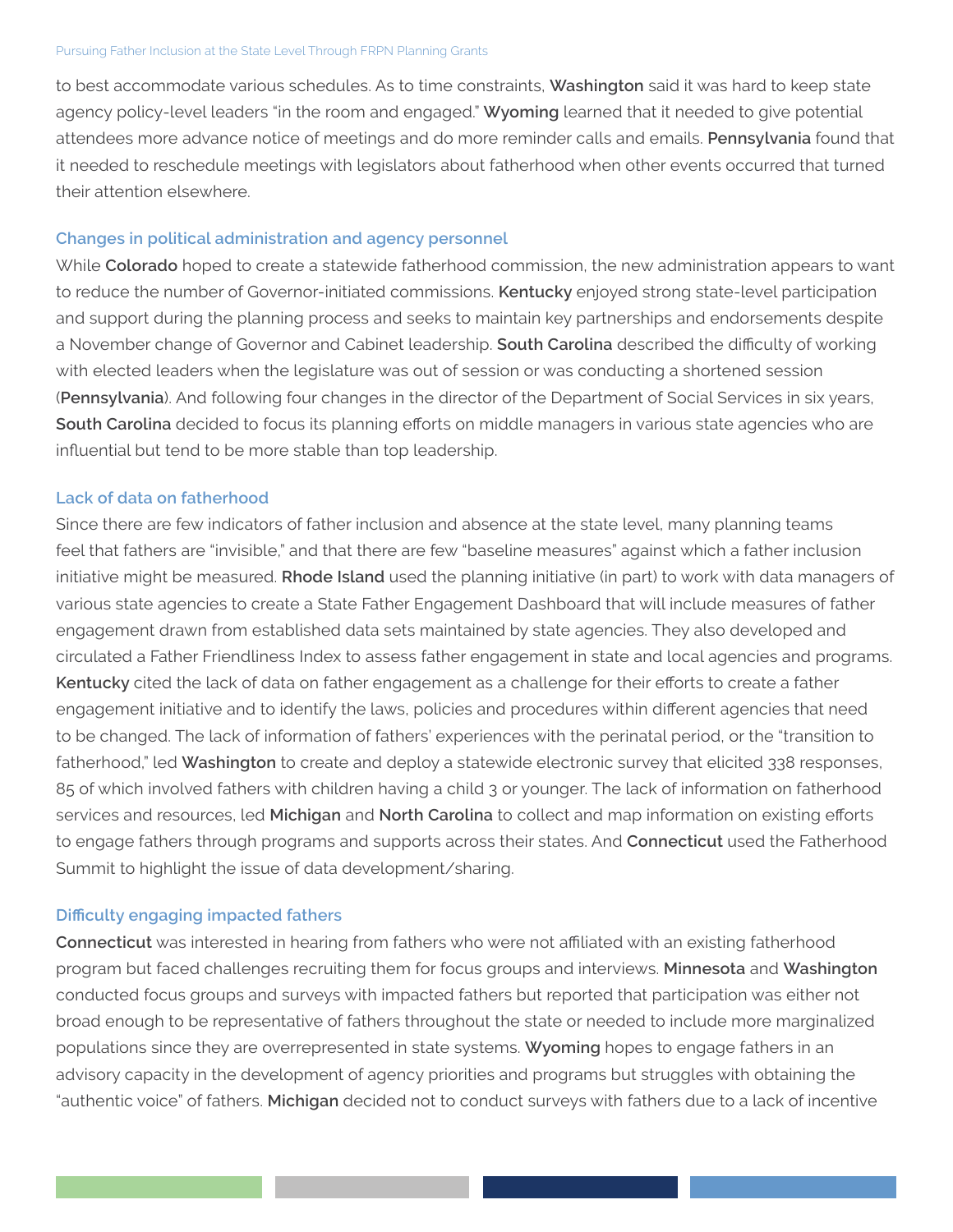to best accommodate various schedules. As to time constraints, **Washington** said it was hard to keep state agency policy-level leaders "in the room and engaged." **Wyoming** learned that it needed to give potential attendees more advance notice of meetings and do more reminder calls and emails. **Pennsylvania** found that it needed to reschedule meetings with legislators about fatherhood when other events occurred that turned their attention elsewhere.

### Changes in political administration and agency personnel

While **Colorado** hoped to create a statewide fatherhood commission, the new administration appears to want to reduce the number of Governor-initiated commissions. **Kentucky** enjoyed strong state-level participation and support during the planning process and seeks to maintain key partnerships and endorsements despite a November change of Governor and Cabinet leadership. **South Carolina** described the difficulty of working with elected leaders when the legislature was out of session or was conducting a shortened session (**Pennsylvania**). And following four changes in the director of the Department of Social Services in six years, **South Carolina** decided to focus its planning efforts on middle managers in various state agencies who are influential but tend to be more stable than top leadership.

### Lack of data on fatherhood

Since there are few indicators of father inclusion and absence at the state level, many planning teams feel that fathers are "invisible," and that there are few "baseline measures" against which a father inclusion initiative might be measured. **Rhode Island** used the planning initiative (in part) to work with data managers of various state agencies to create a State Father Engagement Dashboard that will include measures of father engagement drawn from established data sets maintained by state agencies. They also developed and circulated a Father Friendliness Index to assess father engagement in state and local agencies and programs. **Kentucky** cited the lack of data on father engagement as a challenge for their efforts to create a father engagement initiative and to identify the laws, policies and procedures within different agencies that need to be changed. The lack of information of fathers' experiences with the perinatal period, or the "transition to fatherhood," led **Washington** to create and deploy a statewide electronic survey that elicited 338 responses, 85 of which involved fathers with children having a child 3 or younger. The lack of information on fatherhood services and resources, led **Michigan** and **North Carolina** to collect and map information on existing efforts to engage fathers through programs and supports across their states. And **Connecticut** used the Fatherhood Summit to highlight the issue of data development/sharing.

### Difficulty engaging impacted fathers

**Connecticut** was interested in hearing from fathers who were not affiliated with an existing fatherhood program but faced challenges recruiting them for focus groups and interviews. **Minnesota** and **Washington** conducted focus groups and surveys with impacted fathers but reported that participation was either not broad enough to be representative of fathers throughout the state or needed to include more marginalized populations since they are overrepresented in state systems. **Wyoming** hopes to engage fathers in an advisory capacity in the development of agency priorities and programs but struggles with obtaining the "authentic voice" of fathers. **Michigan** decided not to conduct surveys with fathers due to a lack of incentive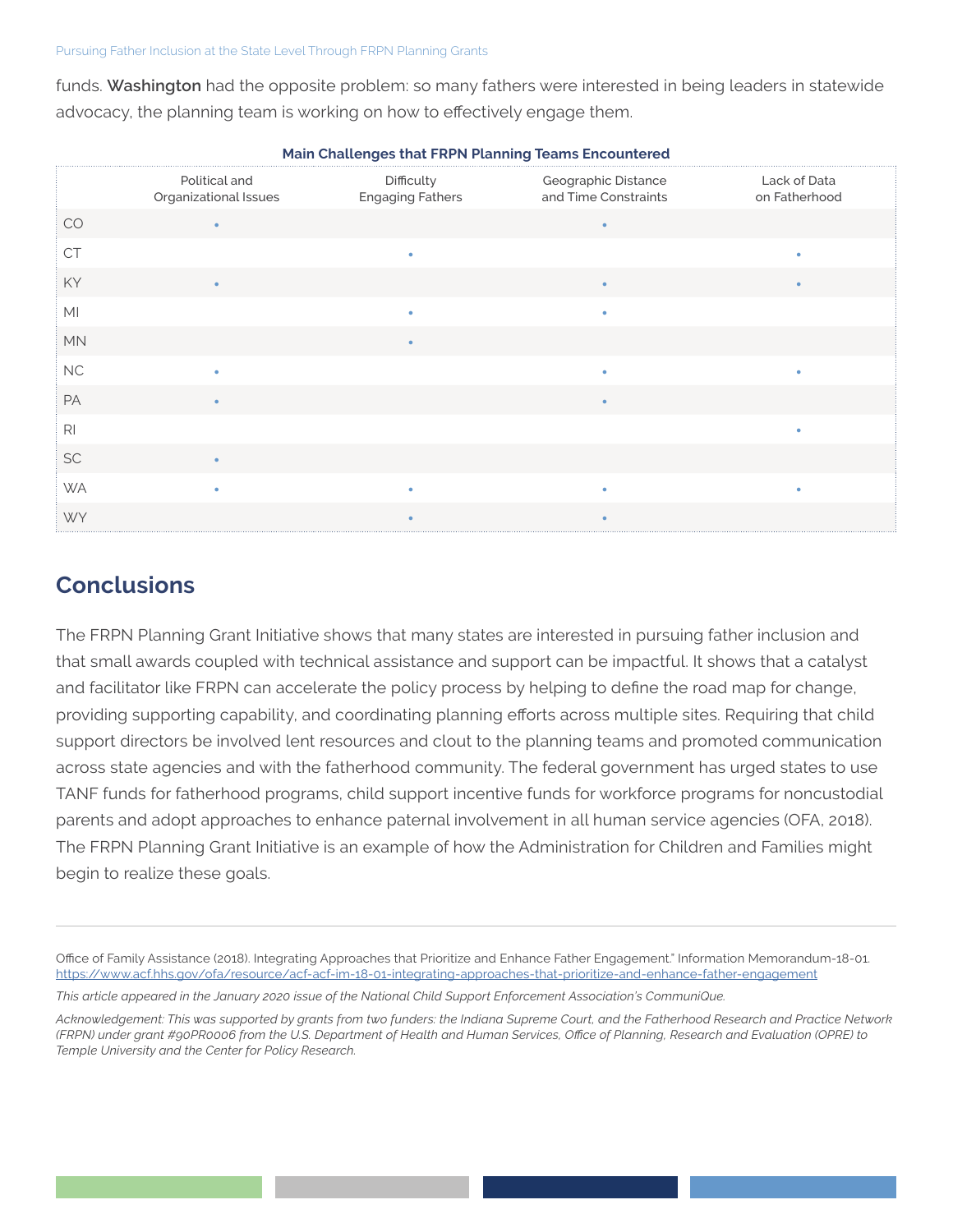funds. **Washington** had the opposite problem: so many fathers were interested in being leaders in statewide advocacy, the planning team is working on how to effectively engage them.

**Main Challenges that FRPN Planning Teams Encountered**

| | Political and Organizational Issues | Difficulty Engaging Fathers | Geographic Distance and Time Constraints | Lack of Data on Fatherhood |
|---|---|---|---|---|
| CO | • | | • | |
| CT | | • | | • |
| KY | • | | • | • |
| MI | | • | • | |
| MN | | • | | |
| NC | • | | • | • |
| PA | • | | • | |
| RI | | | | • |
| SC | • | | | |
| WA | • | • | • | • |
| WY | | • | • | |

## Conclusions

The FRPN Planning Grant Initiative shows that many states are interested in pursuing father inclusion and that small awards coupled with technical assistance and support can be impactful. It shows that a catalyst and facilitator like FRPN can accelerate the policy process by helping to define the road map for change, providing supporting capability, and coordinating planning efforts across multiple sites. Requiring that child support directors be involved lent resources and clout to the planning teams and promoted communication across state agencies and with the fatherhood community. The federal government has urged states to use TANF funds for fatherhood programs, child support incentive funds for workforce programs for noncustodial parents and adopt approaches to enhance paternal involvement in all human service agencies (OFA, 2018). The FRPN Planning Grant Initiative is an example of how the Administration for Children and Families might begin to realize these goals.

---

Office of Family Assistance (2018). Integrating Approaches that Prioritize and Enhance Father Engagement." Information Memorandum-18-01. https://www.acf.hhs.gov/ofa/resource/acf-acf-im-18-01-integrating-approaches-that-prioritize-and-enhance-father-engagement

*This article appeared in the January 2020 issue of the National Child Support Enforcement Association's CommuniQue.*

*Acknowledgement: This was supported by grants from two funders: the Indiana Supreme Court, and the Fatherhood Research and Practice Network (FRPN) under grant #90PR0006 from the U.S. Department of Health and Human Services, Office of Planning, Research and Evaluation (OPRE) to Temple University and the Center for Policy Research.*